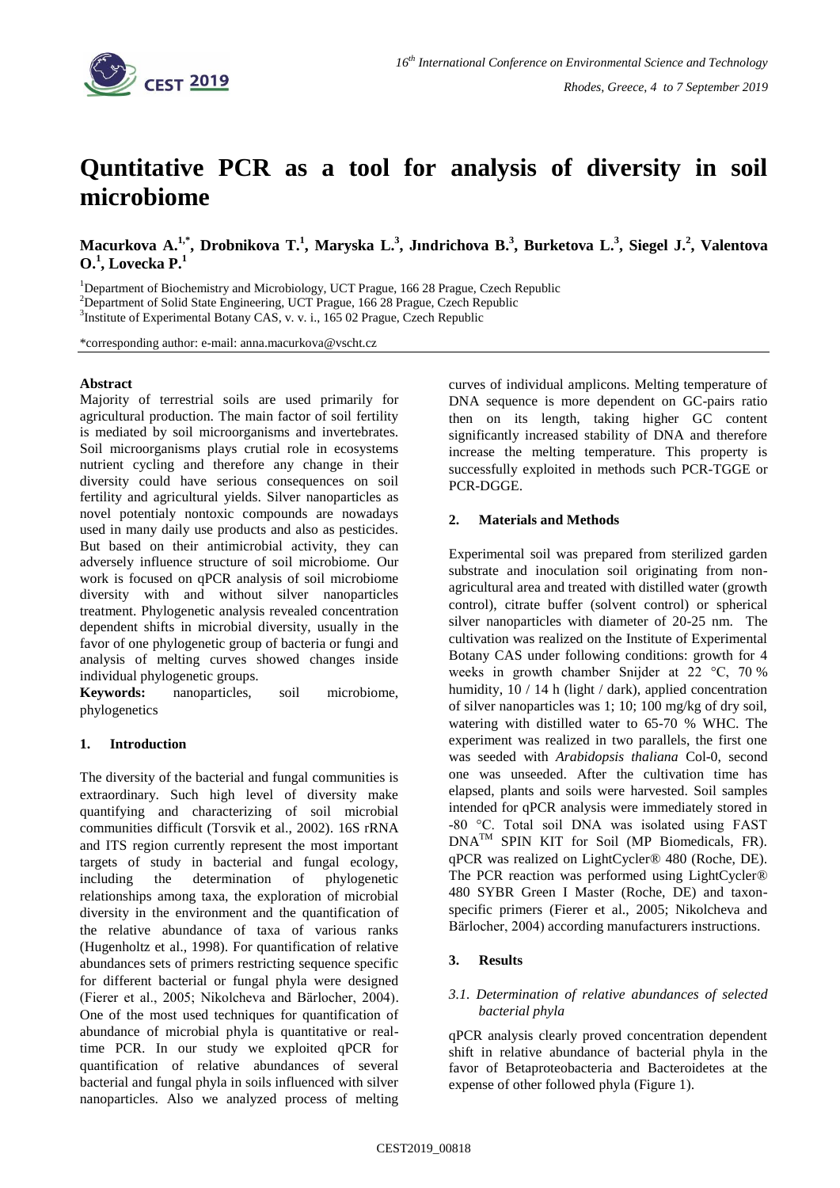# Quntitative PCR as a tool for analysis of diversity in soil microbiome

**Macurkova A.[1,*], Drobnikova T.[1], Maryska L.[3], Jındrichova B.[3], Burketova L.[3], Siegel J.[2], Valentova O.[1], Lovecka P.[1]**

[1]Department of Biochemistry and Microbiology, UCT Prague, 166 28 Prague, Czech Republic

[2]Department of Solid State Engineering, UCT Prague, 166 28 Prague, Czech Republic

[3]Institute of Experimental Botany CAS, v. v. i., 165 02 Prague, Czech Republic

*corresponding author: e-mail: anna.macurkova@vscht.cz

## Abstract

Majority of terrestrial soils are used primarily for agricultural production. The main factor of soil fertility is mediated by soil microorganisms and invertebrates. Soil microorganisms plays crutial role in ecosystems nutrient cycling and therefore any change in their diversity could have serious consequences on soil fertility and agricultural yields. Silver nanoparticles as novel potentialy nontoxic compounds are nowadays used in many daily use products and also as pesticides. But based on their antimicrobial activity, they can adversely influence structure of soil microbiome. Our work is focused on qPCR analysis of soil microbiome diversity with and without silver nanoparticles treatment. Phylogenetic analysis revealed concentration dependent shifts in microbial diversity, usually in the favor of one phylogenetic group of bacteria or fungi and analysis of melting curves showed changes inside individual phylogenetic groups.

**Keywords:** nanoparticles, soil microbiome, phylogenetics

## 1. Introduction

The diversity of the bacterial and fungal communities is extraordinary. Such high level of diversity make quantifying and characterizing of soil microbial communities difficult (Torsvik et al., 2002). 16S rRNA and ITS region currently represent the most important targets of study in bacterial and fungal ecology, including the determination of phylogenetic relationships among taxa, the exploration of microbial diversity in the environment and the quantification of the relative abundance of taxa of various ranks (Hugenholtz et al., 1998). For quantification of relative abundances sets of primers restricting sequence specific for different bacterial or fungal phyla were designed (Fierer et al., 2005; Nikolcheva and Bärlocher, 2004). One of the most used techniques for quantification of abundance of microbial phyla is quantitative or real-time PCR. In our study we exploited qPCR for quantification of relative abundances of several bacterial and fungal phyla in soils influenced with silver nanoparticles. Also we analyzed process of melting curves of individual amplicons. Melting temperature of DNA sequence is more dependent on GC-pairs ratio then on its length, taking higher GC content significantly increased stability of DNA and therefore increase the melting temperature. This property is successfully exploited in methods such PCR-TGGE or PCR-DGGE.

## 2. Materials and Methods

Experimental soil was prepared from sterilized garden substrate and inoculation soil originating from non-agricultural area and treated with distilled water (growth control), citrate buffer (solvent control) or spherical silver nanoparticles with diameter of 20-25 nm. The cultivation was realized on the Institute of Experimental Botany CAS under following conditions: growth for 4 weeks in growth chamber Snijder at 22 °C, 70 % humidity, 10 / 14 h (light / dark), applied concentration of silver nanoparticles was 1; 10; 100 mg/kg of dry soil, watering with distilled water to 65-70 % WHC. The experiment was realized in two parallels, the first one was seeded with *Arabidopsis thaliana* Col-0, second one was unseeded. After the cultivation time has elapsed, plants and soils were harvested. Soil samples intended for qPCR analysis were immediately stored in -80 °C. Total soil DNA was isolated using FAST DNA™ SPIN KIT for Soil (MP Biomedicals, FR). qPCR was realized on LightCycler® 480 (Roche, DE). The PCR reaction was performed using LightCycler® 480 SYBR Green I Master (Roche, DE) and taxon-specific primers (Fierer et al., 2005; Nikolcheva and Bärlocher, 2004) according manufacturers instructions.

## 3. Results

### *3.1. Determination of relative abundances of selected bacterial phyla*

qPCR analysis clearly proved concentration dependent shift in relative abundance of bacterial phyla in the favor of Betaproteobacteria and Bacteroidetes at the expense of other followed phyla (Figure 1).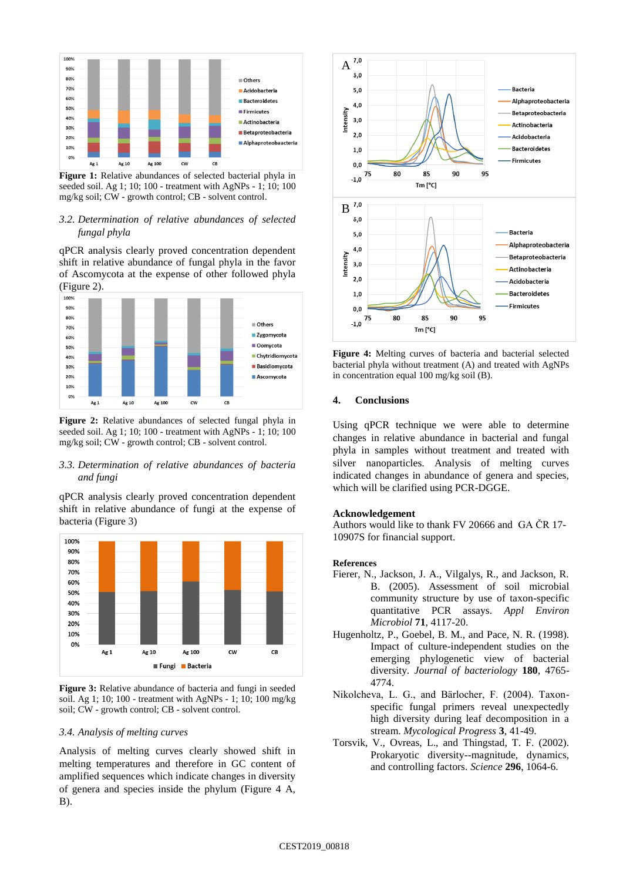100%
90%
80%
70%
60%
50%
40%
30%
20%
10%
0%
Ag 1
Ag 10
Ag 100
CW
CB
Others
Acidobacteria
Bacteroidetes
Firmicutes
Actinobacteria
Betaproteobacteria
Alphaproteobaacteria

**Figure 1:** Relative abundances of selected bacterial phyla in seeded soil. Ag 1; 10; 100 - treatment with AgNPs - 1; 10; 100 mg/kg soil; CW - growth control; CB - solvent control.

### *3.2. Determination of relative abundances of selected fungal phyla*

qPCR analysis clearly proved concentration dependent shift in relative abundance of fungal phyla in the favor of Ascomycota at the expense of other followed phyla (Figure 2).

100%
90%
80%
70%
60%
50%
40%
30%
20%
10%
0%
Ag 1
Ag 10
Ag 100
CW
CB
Others
Zygomycota
Oomycota
Chytridiomycota
Basidiomycota
Ascomycota

**Figure 2:** Relative abundances of selected fungal phyla in seeded soil. Ag 1; 10; 100 - treatment with AgNPs - 1; 10; 100 mg/kg soil; CW - growth control; CB - solvent control.

### *3.3. Determination of relative abundances of bacteria and fungi*

qPCR analysis clearly proved concentration dependent shift in relative abundance of fungi at the expense of bacteria (Figure 3)

100%
90%
80%
70%
60%
50%
40%
30%
20%
10%
0%
Ag 1
Ag 10
Ag 100
CW
CB
Fungi
Bacteria

**Figure 3:** Relative abundance of bacteria and fungi in seeded soil. Ag 1; 10; 100 - treatment with AgNPs - 1; 10; 100 mg/kg soil; CW - growth control; CB - solvent control.

### *3.4. Analysis of melting curves*

Analysis of melting curves clearly showed shift in melting temperatures and therefore in GC content of amplified sequences which indicate changes in diversity of genera and species inside the phylum (Figure 4 A, B).

A
7,0
6,0
5,0
4,0
3,0
2,0
1,0
0,0
-1,0
Intensity
75
80
85
90
95
Tm [°C]
Bacteria
Alphaproteobacteria
Betaproteobacteria
Actinobacteria
Acidobacteria
Bacteroidetes
Firmicutes

B
7,0
6,0
5,0
4,0
3,0
2,0
1,0
0,0
-1,0
Intensity
75
80
85
90
95
Tm [°C]
Bacteria
Alphaproteobacteria
Betaproteobacteria
Actinobacteria
Acidobacteria
Bacteroidetes
Firmicutes

**Figure 4:** Melting curves of bacteria and bacterial selected bacterial phyla without treatment (A) and treated with AgNPs in concentration equal 100 mg/kg soil (B).

## 4. Conclusions

Using qPCR technique we were able to determine changes in relative abundance in bacterial and fungal phyla in samples without treatment and treated with silver nanoparticles. Analysis of melting curves indicated changes in abundance of genera and species, which will be clarified using PCR-DGGE.

**Acknowledgement**

Authors would like to thank FV 20666 and GA ČR 17-10907S for financial support.

**References**

Fierer, N., Jackson, J. A., Vilgalys, R., and Jackson, R. B. (2005). Assessment of soil microbial community structure by use of taxon-specific quantitative PCR assays. *Appl Environ Microbiol* **71**, 4117-20.

Hugenholtz, P., Goebel, B. M., and Pace, N. R. (1998). Impact of culture-independent studies on the emerging phylogenetic view of bacterial diversity. *Journal of bacteriology* **180**, 4765-4774.

Nikolcheva, L. G., and Bärlocher, F. (2004). Taxon-specific fungal primers reveal unexpectedly high diversity during leaf decomposition in a stream. *Mycological Progress* **3**, 41-49.

Torsvik, V., Ovreas, L., and Thingstad, T. F. (2002). Prokaryotic diversity--magnitude, dynamics, and controlling factors. *Science* **296**, 1064-6.